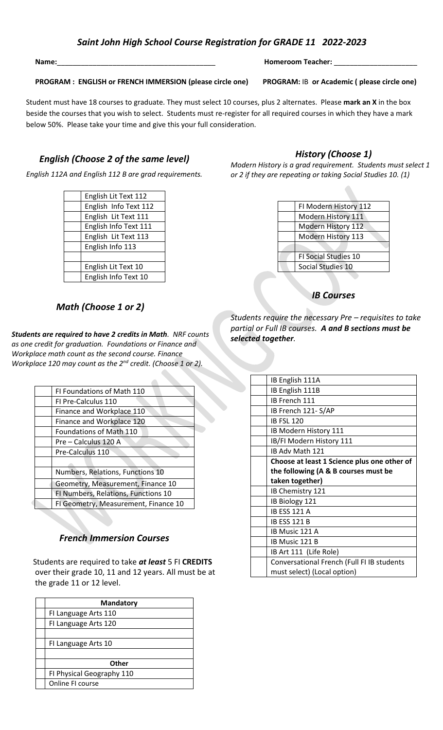# *Saint John High School Course Registration for GRADE 11 2022-2023*

**Name:**________________________________________ **Homeroom Teacher:** ____________________

**PROGRAM : ENGLISH or FRENCH IMMERSION (please circle one)** **PROGRAM:** IB **or Academic ( please circle one)**

Student must have 18 courses to graduate. They must select 10 courses, plus 2 alternates. Please **mark an X** in the box beside the courses that you wish to select. Students must re-register for all required courses in which they have a mark below 50%. Please take your time and give this your full consideration.

## *English (Choose 2 of the same level)*

*English 112A and English 112 B are grad requirements.*

| | |
|---|---|
| | English Lit Text 112 |
| | English Info Text 112 |
| | English Lit Text 111 |
| | English Info Text 111 |
| | English Lit Text 113 |
| | English Info 113 |
| | |
| | English Lit Text 10 |
| | English Info Text 10 |

## *Math (Choose 1 or 2)*

***Students are required to have 2 credits in Math****. NRF counts as one credit for graduation. Foundations or Finance and Workplace math count as the second course. Finance Workplace 120 may count as the 2nd credit. (Choose 1 or 2).*

| | |
|---|---|
| | FI Foundations of Math 110 |
| | FI Pre-Calculus 110 |
| | Finance and Workplace 110 |
| | Finance and Workplace 120 |
| | Foundations of Math 110 |
| | Pre – Calculus 120 A |
| | Pre-Calculus 110 |
| | |
| | Numbers, Relations, Functions 10 |
| | Geometry, Measurement, Finance 10 |
| | FI Numbers, Relations, Functions 10 |
| | FI Geometry, Measurement, Finance 10 |

## *French Immersion Courses*

Students are required to take ***at least*** 5 FI **CREDITS** over their grade 10, 11 and 12 years. All must be at the grade 11 or 12 level.

| | |
|---|---|
| | **Mandatory** |
| | FI Language Arts 110 |
| | FI Language Arts 120 |
| | |
| | FI Language Arts 10 |
| | |
| | **Other** |
| | FI Physical Geography 110 |
| | Online FI course |

## *History (Choose 1)*

*Modern History is a grad requirement. Students must select 1 or 2 if they are repeating or taking Social Studies 10. (1)*

| | |
|---|---|
| | FI Modern History 112 |
| | Modern History 111 |
| | Modern History 112 |
| | Modern History 113 |
| | |
| | FI Social Studies 10 |
| | Social Studies 10 |

## *IB Courses*

*Students require the necessary Pre – requisites to take partial or Full IB courses.* ***A and B sections must be selected together.***

| | |
|---|---|
| | IB English 111A |
| | IB English 111B |
| | IB French 111 |
| | IB French 121- S/AP |
| | IB FSL 120 |
| | IB Modern History 111 |
| | IB/FI Modern History 111 |
| | IB Adv Math 121 |
| | **Choose at least 1 Science plus one other of the following (A & B courses must be taken together)** |
| | IB Chemistry 121 |
| | IB Biology 121 |
| | IB ESS 121 A |
| | IB ESS 121 B |
| | IB Music 121 A |
| | IB Music 121 B |
| | IB Art 111 (Life Role) |
| | Conversational French (Full FI IB students must select) (Local option) |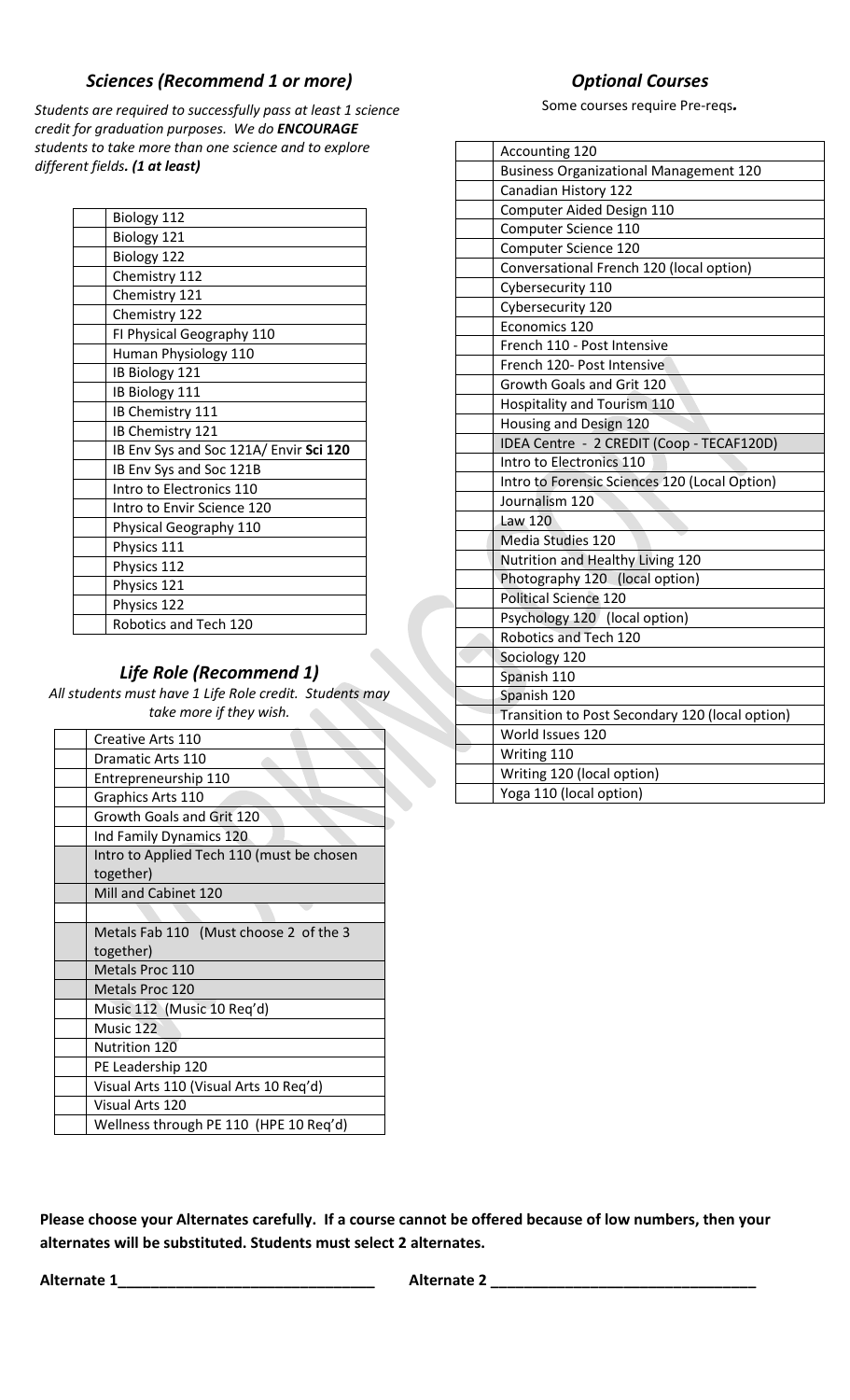## *Sciences (Recommend 1 or more)*

*Students are required to successfully pass at least 1 science credit for graduation purposes. We do **ENCOURAGE** students to take more than one science and to explore different fields. **(1 at least)***

| | |
|---|---|
| | Biology 112 |
| | Biology 121 |
| | Biology 122 |
| | Chemistry 112 |
| | Chemistry 121 |
| | Chemistry 122 |
| | FI Physical Geography 110 |
| | Human Physiology 110 |
| | IB Biology 121 |
| | IB Biology 111 |
| | IB Chemistry 111 |
| | IB Chemistry 121 |
| | IB Env Sys and Soc 121A/ Envir **Sci 120** |
| | IB Env Sys and Soc 121B |
| | Intro to Electronics 110 |
| | Intro to Envir Science 120 |
| | Physical Geography 110 |
| | Physics 111 |
| | Physics 112 |
| | Physics 121 |
| | Physics 122 |
| | Robotics and Tech 120 |

## *Life Role (Recommend 1)*

*All students must have 1 Life Role credit. Students may take more if they wish.*

| | |
|---|---|
| | Creative Arts 110 |
| | Dramatic Arts 110 |
| | Entrepreneurship 110 |
| | Graphics Arts 110 |
| | Growth Goals and Grit 120 |
| | Ind Family Dynamics 120 |
| | Intro to Applied Tech 110 (must be chosen together) |
| | Mill and Cabinet 120 |
| | |
| | Metals Fab 110 (Must choose 2 of the 3 together) |
| | Metals Proc 110 |
| | Metals Proc 120 |
| | Music 112 (Music 10 Req'd) |
| | Music 122 |
| | Nutrition 120 |
| | PE Leadership 120 |
| | Visual Arts 110 (Visual Arts 10 Req'd) |
| | Visual Arts 120 |
| | Wellness through PE 110 (HPE 10 Req'd) |

## *Optional Courses*

Some courses require Pre-reqs*.*

| | |
|---|---|
| | Accounting 120 |
| | Business Organizational Management 120 |
| | Canadian History 122 |
| | Computer Aided Design 110 |
| | Computer Science 110 |
| | Computer Science 120 |
| | Conversational French 120 (local option) |
| | Cybersecurity 110 |
| | Cybersecurity 120 |
| | Economics 120 |
| | French 110 - Post Intensive |
| | French 120- Post Intensive |
| | Growth Goals and Grit 120 |
| | Hospitality and Tourism 110 |
| | Housing and Design 120 |
| | IDEA Centre - 2 CREDIT (Coop - TECAF120D) |
| | Intro to Electronics 110 |
| | Intro to Forensic Sciences 120 (Local Option) |
| | Journalism 120 |
| | Law 120 |
| | Media Studies 120 |
| | Nutrition and Healthy Living 120 |
| | Photography 120 (local option) |
| | Political Science 120 |
| | Psychology 120 (local option) |
| | Robotics and Tech 120 |
| | Sociology 120 |
| | Spanish 110 |
| | Spanish 120 |
| | Transition to Post Secondary 120 (local option) |
| | World Issues 120 |
| | Writing 110 |
| | Writing 120 (local option) |
| | Yoga 110 (local option) |

**Please choose your Alternates carefully. If a course cannot be offered because of low numbers, then your alternates will be substituted. Students must select 2 alternates.**

**Alternate 1______________________________** **Alternate 2 _______________________________**